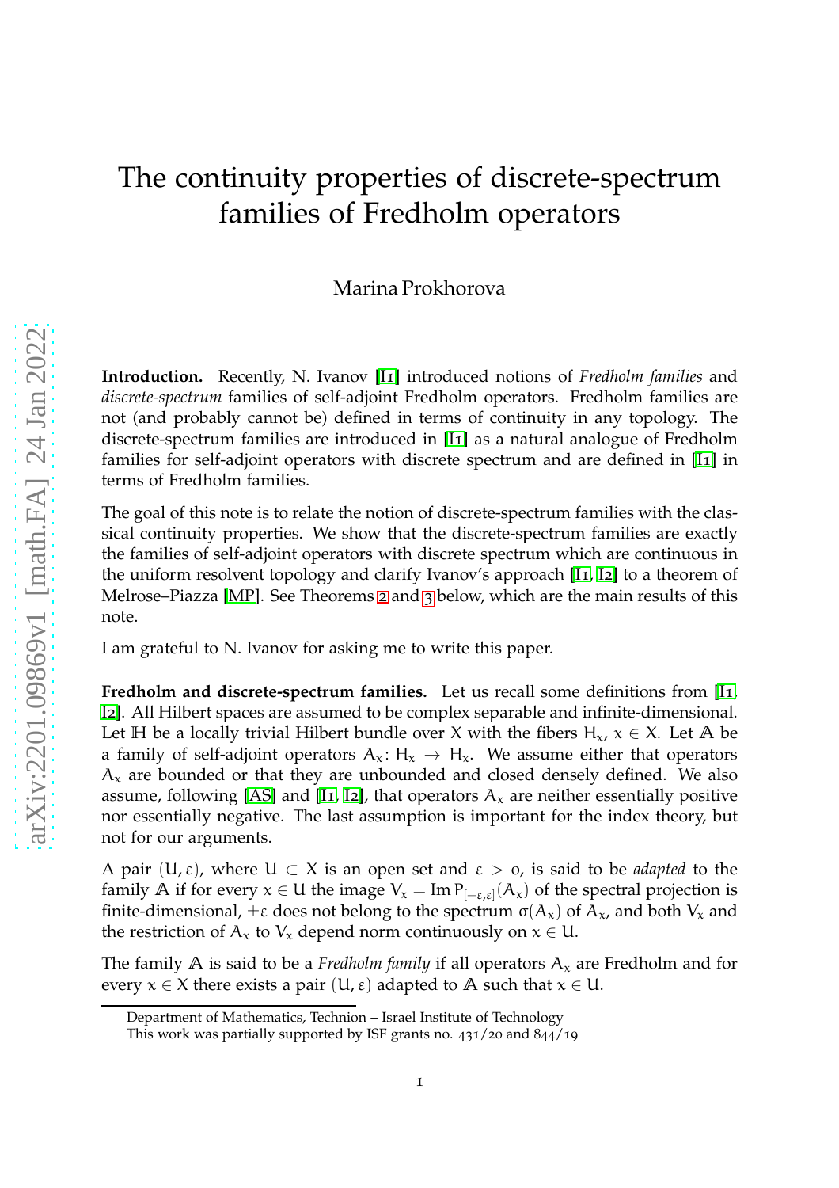# The continuity properties of discrete-spectrum families of Fredholm operators

Marina Prokhorova

**Introduction.** Recently, N. Ivanov [I1] introduced notions of *Fredholm families* and *discrete-spectrum* families of self-adjoint Fredholm operators. Fredholm families are not (and probably cannot be) defined in terms of continuity in any topology. The discrete-spectrum families are introduced in [I1] as a natural analogue of Fredholm families for self-adjoint operators with discrete spectrum and are defined in [I1] in terms of Fredholm families.

The goal of this note is to relate the notion of discrete-spectrum families with the classical continuity properties. We show that the discrete-spectrum families are exactly the families of self-adjoint operators with discrete spectrum which are continuous in the uniform resolvent topology and clarify Ivanov's approach [I1, I2] to a theorem of Melrose–Piazza [MP]. See Theorems 2 and 3 below, which are the main results of this note.

I am grateful to N. Ivanov for asking me to write this paper.

**Fredholm and discrete-spectrum families.** Let us recall some definitions from [I1, I2]. All Hilbert spaces are assumed to be complex separable and infinite-dimensional. Let $\mathbb{H}$ be a locally trivial Hilbert bundle over $X$ with the fibers $H_x$, $x \in X$. Let $\mathbb{A}$ be a family of self-adjoint operators $A_x \colon H_x \to H_x$. We assume either that operators $A_x$ are bounded or that they are unbounded and closed densely defined. We also assume, following [AS] and [I1, I2], that operators $A_x$ are neither essentially positive nor essentially negative. The last assumption is important for the index theory, but not for our arguments.

A pair $(U, \varepsilon)$, where $U \subset X$ is an open set and $\varepsilon > 0$, is said to be *adapted* to the family $\mathbb{A}$ if for every $x \in U$ the image $V_x = \operatorname{Im} P_{[-\varepsilon,\varepsilon]}(A_x)$ of the spectral projection is finite-dimensional, $\pm\varepsilon$ does not belong to the spectrum $\sigma(A_x)$ of $A_x$, and both $V_x$ and the restriction of $A_x$ to $V_x$ depend norm continuously on $x \in U$.

The family $\mathbb{A}$ is said to be a *Fredholm family* if all operators $A_x$ are Fredholm and for every $x \in X$ there exists a pair $(U, \varepsilon)$ adapted to $\mathbb{A}$ such that $x \in U$.

Department of Mathematics, Technion – Israel Institute of Technology
This work was partially supported by ISF grants no. 431/20 and 844/19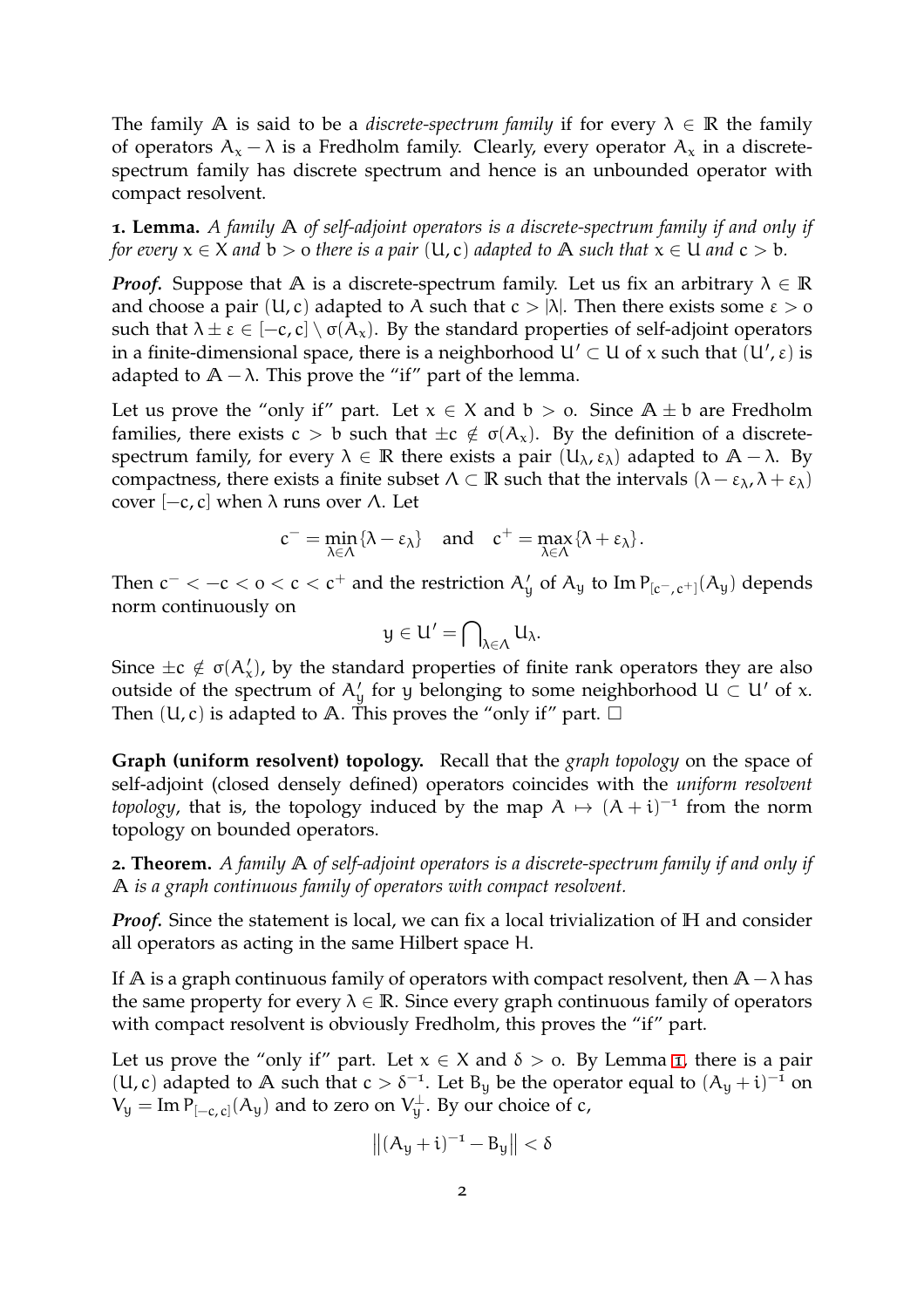The family $\mathbb{A}$ is said to be a *discrete-spectrum family* if for every $\lambda \in \mathbb{R}$ the family of operators $A_x - \lambda$ is a Fredholm family. Clearly, every operator $A_x$ in a discrete-spectrum family has discrete spectrum and hence is an unbounded operator with compact resolvent.

**1. Lemma.** *A family $\mathbb{A}$ of self-adjoint operators is a discrete-spectrum family if and only if for every $x \in X$ and $b > 0$ there is a pair $(U, c)$ adapted to $\mathbb{A}$ such that $x \in U$ and $c > b$.*

***Proof.*** Suppose that $\mathbb{A}$ is a discrete-spectrum family. Let us fix an arbitrary $\lambda \in \mathbb{R}$ and choose a pair $(U, c)$ adapted to $A$ such that $c > |\lambda|$. Then there exists some $\varepsilon > 0$ such that $\lambda \pm \varepsilon \in [-c, c] \setminus \sigma(A_x)$. By the standard properties of self-adjoint operators in a finite-dimensional space, there is a neighborhood $U' \subset U$ of $x$ such that $(U', \varepsilon)$ is adapted to $\mathbb{A} - \lambda$. This prove the "if" part of the lemma.

Let us prove the "only if" part. Let $x \in X$ and $b > 0$. Since $\mathbb{A} \pm b$ are Fredholm families, there exists $c > b$ such that $\pm c \notin \sigma(A_x)$. By the definition of a discrete-spectrum family, for every $\lambda \in \mathbb{R}$ there exists a pair $(U_\lambda, \varepsilon_\lambda)$ adapted to $\mathbb{A} - \lambda$. By compactness, there exists a finite subset $\Lambda \subset \mathbb{R}$ such that the intervals $(\lambda - \varepsilon_\lambda, \lambda + \varepsilon_\lambda)$ cover $[-c, c]$ when $\lambda$ runs over $\Lambda$. Let

$$c^- = \min_{\lambda \in \Lambda} \{\lambda - \varepsilon_\lambda\} \quad \text{and} \quad c^+ = \max_{\lambda \in \Lambda} \{\lambda + \varepsilon_\lambda\}.$$

Then $c^- < -c < 0 < c < c^+$ and the restriction $A'_y$ of $A_y$ to $\operatorname{Im} P_{[c^-, c^+]}(A_y)$ depends norm continuously on

$$y \in U' = \bigcap\nolimits_{\lambda \in \Lambda} U_\lambda.$$

Since $\pm c \notin \sigma(A'_x)$, by the standard properties of finite rank operators they are also outside of the spectrum of $A'_y$ for $y$ belonging to some neighborhood $U \subset U'$ of $x$. Then $(U, c)$ is adapted to $\mathbb{A}$. This proves the "only if" part. $\square$

**Graph (uniform resolvent) topology.** Recall that the *graph topology* on the space of self-adjoint (closed densely defined) operators coincides with the *uniform resolvent topology*, that is, the topology induced by the map $A \mapsto (A + i)^{-1}$ from the norm topology on bounded operators.

**2. Theorem.** *A family $\mathbb{A}$ of self-adjoint operators is a discrete-spectrum family if and only if $\mathbb{A}$ is a graph continuous family of operators with compact resolvent.*

***Proof.*** Since the statement is local, we can fix a local trivialization of $\mathbb{H}$ and consider all operators as acting in the same Hilbert space $H$.

If $\mathbb{A}$ is a graph continuous family of operators with compact resolvent, then $\mathbb{A} - \lambda$ has the same property for every $\lambda \in \mathbb{R}$. Since every graph continuous family of operators with compact resolvent is obviously Fredholm, this proves the "if" part.

Let us prove the "only if" part. Let $x \in X$ and $\delta > 0$. By Lemma 1, there is a pair $(U, c)$ adapted to $\mathbb{A}$ such that $c > \delta^{-1}$. Let $B_y$ be the operator equal to $(A_y + i)^{-1}$ on $V_y = \operatorname{Im} P_{[-c, c]}(A_y)$ and to zero on $V_y^\perp$. By our choice of $c$,

$$\left\| (A_y + i)^{-1} - B_y \right\| < \delta$$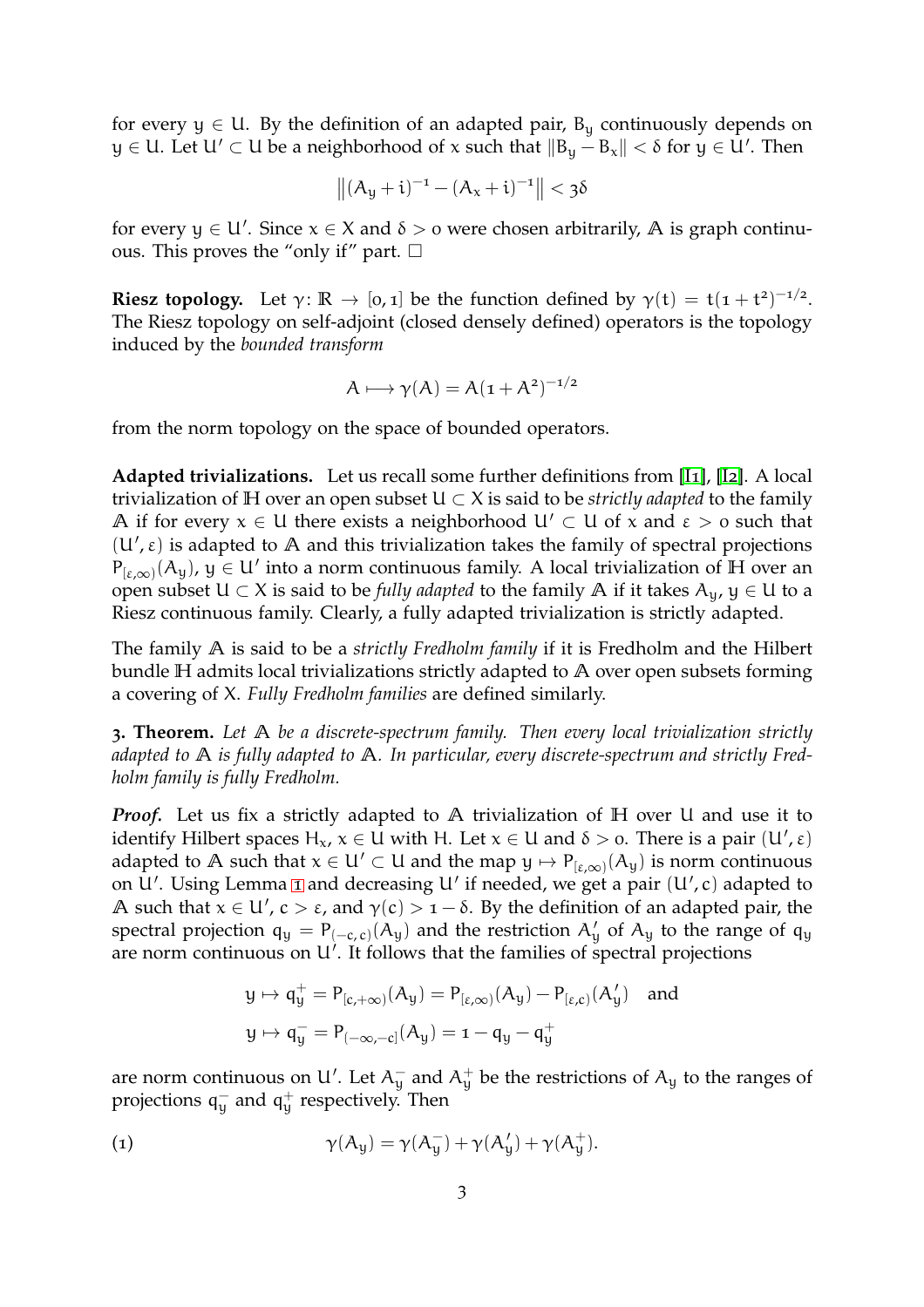for every $y \in U$. By the definition of an adapted pair, $B_y$ continuously depends on $y \in U$. Let $U' \subset U$ be a neighborhood of $x$ such that $\|B_y - B_x\| < \delta$ for $y \in U'$. Then

$$\left\|(A_y + i)^{-1} - (A_x + i)^{-1}\right\| < 3\delta$$

for every $y \in U'$. Since $x \in X$ and $\delta > 0$ were chosen arbitrarily, $\mathbb{A}$ is graph continuous. This proves the "only if" part. $\square$

**Riesz topology.** Let $\gamma \colon \mathbb{R} \to [0, 1]$ be the function defined by $\gamma(t) = t(1 + t^2)^{-1/2}$. The Riesz topology on self-adjoint (closed densely defined) operators is the topology induced by the *bounded transform*

$$A \longmapsto \gamma(A) = A(1 + A^2)^{-1/2}$$

from the norm topology on the space of bounded operators.

**Adapted trivializations.** Let us recall some further definitions from [I1], [I2]. A local trivialization of $\mathbb{H}$ over an open subset $U \subset X$ is said to be *strictly adapted* to the family $\mathbb{A}$ if for every $x \in U$ there exists a neighborhood $U' \subset U$ of $x$ and $\varepsilon > 0$ such that $(U', \varepsilon)$ is adapted to $\mathbb{A}$ and this trivialization takes the family of spectral projections $P_{[\varepsilon, \infty)}(A_y)$, $y \in U'$ into a norm continuous family. A local trivialization of $\mathbb{H}$ over an open subset $U \subset X$ is said to be *fully adapted* to the family $\mathbb{A}$ if it takes $A_y$, $y \in U$ to a Riesz continuous family. Clearly, a fully adapted trivialization is strictly adapted.

The family $\mathbb{A}$ is said to be a *strictly Fredholm family* if it is Fredholm and the Hilbert bundle $\mathbb{H}$ admits local trivializations strictly adapted to $\mathbb{A}$ over open subsets forming a covering of $X$. *Fully Fredholm families* are defined similarly.

**3. Theorem.** *Let $\mathbb{A}$ be a discrete-spectrum family. Then every local trivialization strictly adapted to $\mathbb{A}$ is fully adapted to $\mathbb{A}$. In particular, every discrete-spectrum and strictly Fredholm family is fully Fredholm.*

***Proof.*** Let us fix a strictly adapted to $\mathbb{A}$ trivialization of $\mathbb{H}$ over $U$ and use it to identify Hilbert spaces $H_x$, $x \in U$ with $H$. Let $x \in U$ and $\delta > 0$. There is a pair $(U', \varepsilon)$ adapted to $\mathbb{A}$ such that $x \in U' \subset U$ and the map $y \mapsto P_{[\varepsilon, \infty)}(A_y)$ is norm continuous on $U'$. Using Lemma 1 and decreasing $U'$ if needed, we get a pair $(U', c)$ adapted to $\mathbb{A}$ such that $x \in U'$, $c > \varepsilon$, and $\gamma(c) > 1 - \delta$. By the definition of an adapted pair, the spectral projection $q_y = P_{(-c, c)}(A_y)$ and the restriction $A'_y$ of $A_y$ to the range of $q_y$ are norm continuous on $U'$. It follows that the families of spectral projections

$$y \mapsto q^+_y = P_{[c, +\infty)}(A_y) = P_{[\varepsilon, \infty)}(A_y) - P_{[\varepsilon, c)}(A'_y) \quad \text{and}$$

$$y \mapsto q^-_y = P_{(-\infty, -c]}(A_y) = 1 - q_y - q^+_y$$

are norm continuous on $U'$. Let $A^-_y$ and $A^+_y$ be the restrictions of $A_y$ to the ranges of projections $q^-_y$ and $q^+_y$ respectively. Then

$$\gamma(A_y) = \gamma(A^-_y) + \gamma(A'_y) + \gamma(A^+_y). \tag{1}$$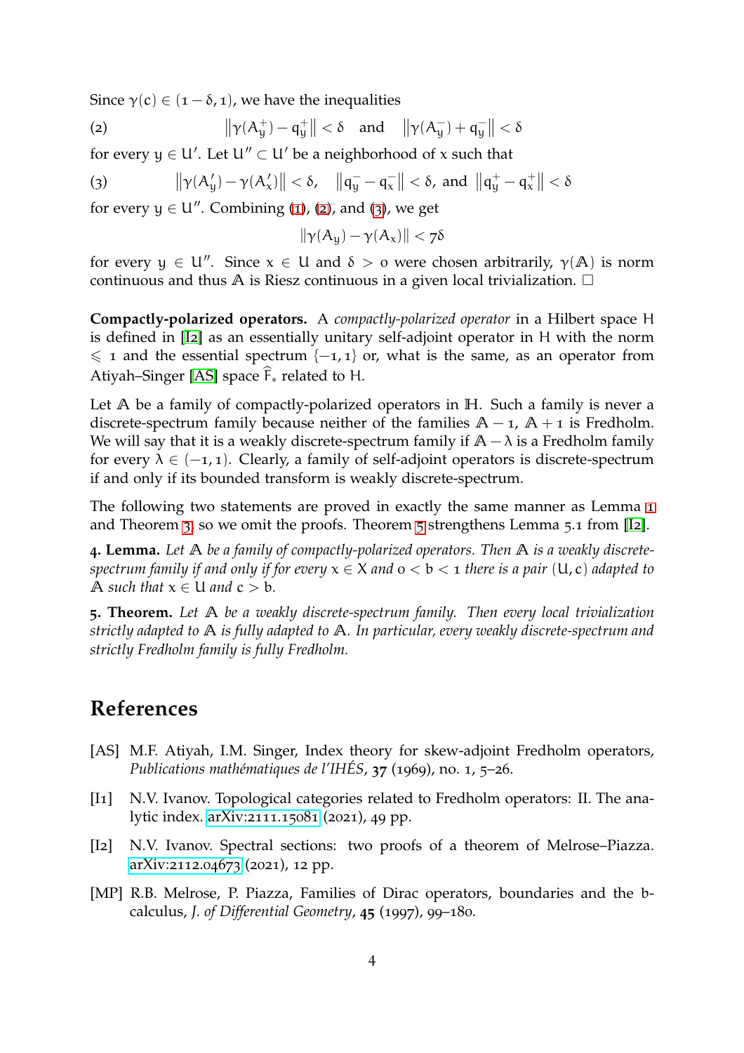Since $\gamma(c) \in (1-\delta, 1)$, we have the inequalities

$$(2) \qquad \left\|\gamma(A_y^+) - q_y^+\right\| < \delta \quad \text{and} \quad \left\|\gamma(A_y^-) + q_y^-\right\| < \delta$$

for every $y \in U'$. Let $U'' \subset U'$ be a neighborhood of $x$ such that

$$(3) \qquad \left\|\gamma(A_y') - \gamma(A_x')\right\| < \delta, \quad \left\|q_y^- - q_x^-\right\| < \delta, \text{ and } \left\|q_y^+ - q_x^+\right\| < \delta$$

for every $y \in U''$. Combining (1), (2), and (3), we get

$$\|\gamma(A_y) - \gamma(A_x)\| < 7\delta$$

for every $y \in U''$. Since $x \in U$ and $\delta > 0$ were chosen arbitrarily, $\gamma(\mathbb{A})$ is norm continuous and thus $\mathbb{A}$ is Riesz continuous in a given local trivialization. □

**Compactly-polarized operators.** A *compactly-polarized operator* in a Hilbert space $H$ is defined in [I2] as an essentially unitary self-adjoint operator in $H$ with the norm $\leqslant 1$ and the essential spectrum $\{-1, 1\}$ or, what is the same, as an operator from Atiyah–Singer [AS] space $\widehat{F}_*$ related to $H$.

Let $\mathbb{A}$ be a family of compactly-polarized operators in $\mathbb{H}$. Such a family is never a discrete-spectrum family because neither of the families $\mathbb{A} - 1$, $\mathbb{A} + 1$ is Fredholm. We will say that it is a weakly discrete-spectrum family if $\mathbb{A} - \lambda$ is a Fredholm family for every $\lambda \in (-1, 1)$. Clearly, a family of self-adjoint operators is discrete-spectrum if and only if its bounded transform is weakly discrete-spectrum.

The following two statements are proved in exactly the same manner as Lemma 1 and Theorem 3, so we omit the proofs. Theorem 5 strengthens Lemma 5.1 from [I2].

**4. Lemma.** *Let $\mathbb{A}$ be a family of compactly-polarized operators. Then $\mathbb{A}$ is a weakly discrete-spectrum family if and only if for every $x \in X$ and $0 < b < 1$ there is a pair $(U, c)$ adapted to $\mathbb{A}$ such that $x \in U$ and $c > b$.*

**5. Theorem.** *Let $\mathbb{A}$ be a weakly discrete-spectrum family. Then every local trivialization strictly adapted to $\mathbb{A}$ is fully adapted to $\mathbb{A}$. In particular, every weakly discrete-spectrum and strictly Fredholm family is fully Fredholm.*

## References

[AS] M.F. Atiyah, I.M. Singer, Index theory for skew-adjoint Fredholm operators, *Publications mathématiques de l'IHÉS*, **37** (1969), no. 1, 5–26.

[I1] N.V. Ivanov. Topological categories related to Fredholm operators: II. The analytic index. arXiv:2111.15081 (2021), 49 pp.

[I2] N.V. Ivanov. Spectral sections: two proofs of a theorem of Melrose–Piazza. arXiv:2112.04673 (2021), 12 pp.

[MP] R.B. Melrose, P. Piazza, Families of Dirac operators, boundaries and the b-calculus, *J. of Differential Geometry*, **45** (1997), 99–180.